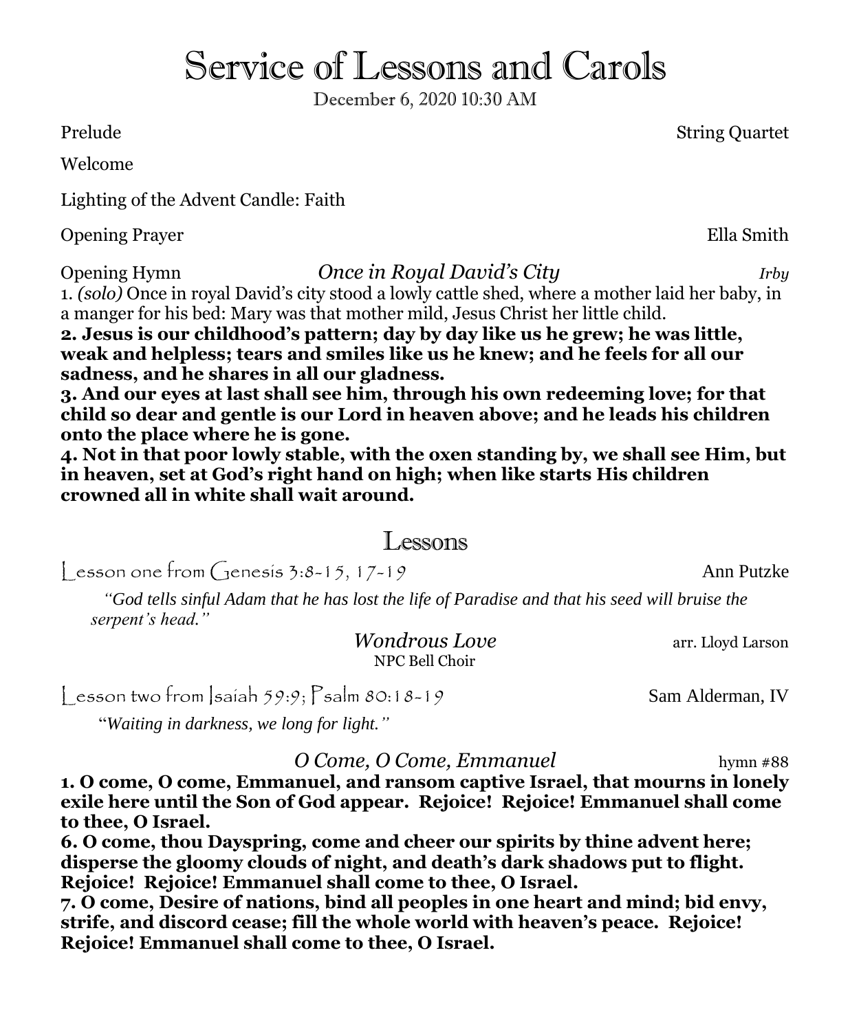# Service of Lessons and Carols

December 6, 2020 10:30 AM

Prelude String Quartet

Welcome

Lighting of the Advent Candle: Faith

Opening Prayer Ella Smith

Opening Hymn *Once in Royal David's City* *Irby*

1. *(solo)* Once in royal David's city stood a lowly cattle shed, where a mother laid her baby, in a manger for his bed: Mary was that mother mild, Jesus Christ her little child.

**2. Jesus is our childhood's pattern; day by day like us he grew; he was little, weak and helpless; tears and smiles like us he knew; and he feels for all our sadness, and he shares in all our gladness.**

**3. And our eyes at last shall see him, through his own redeeming love; for that child so dear and gentle is our Lord in heaven above; and he leads his children onto the place where he is gone.**

**4. Not in that poor lowly stable, with the oxen standing by, we shall see Him, but in heaven, set at God's right hand on high; when like starts His children crowned all in white shall wait around.**

## Lessons

Lesson one from Genesis 3:8-15, 17-19 Ann Putzke

*"God tells sinful Adam that he has lost the life of Paradise and that his seed will bruise the serpent's head."*

*Wondrous Love* arr. Lloyd Larson

NPC Bell Choir

Lesson two from Isaiah 59:9; Psalm 80:18-19 Sam Alderman, IV

*"Waiting in darkness, we long for light."*

*O Come, O Come, Emmanuel* hymn #88

**1. O come, O come, Emmanuel, and ransom captive Israel, that mourns in lonely exile here until the Son of God appear. Rejoice! Rejoice! Emmanuel shall come to thee, O Israel.**

**6. O come, thou Dayspring, come and cheer our spirits by thine advent here; disperse the gloomy clouds of night, and death's dark shadows put to flight. Rejoice! Rejoice! Emmanuel shall come to thee, O Israel.**

**7. O come, Desire of nations, bind all peoples in one heart and mind; bid envy, strife, and discord cease; fill the whole world with heaven's peace. Rejoice! Rejoice! Emmanuel shall come to thee, O Israel.**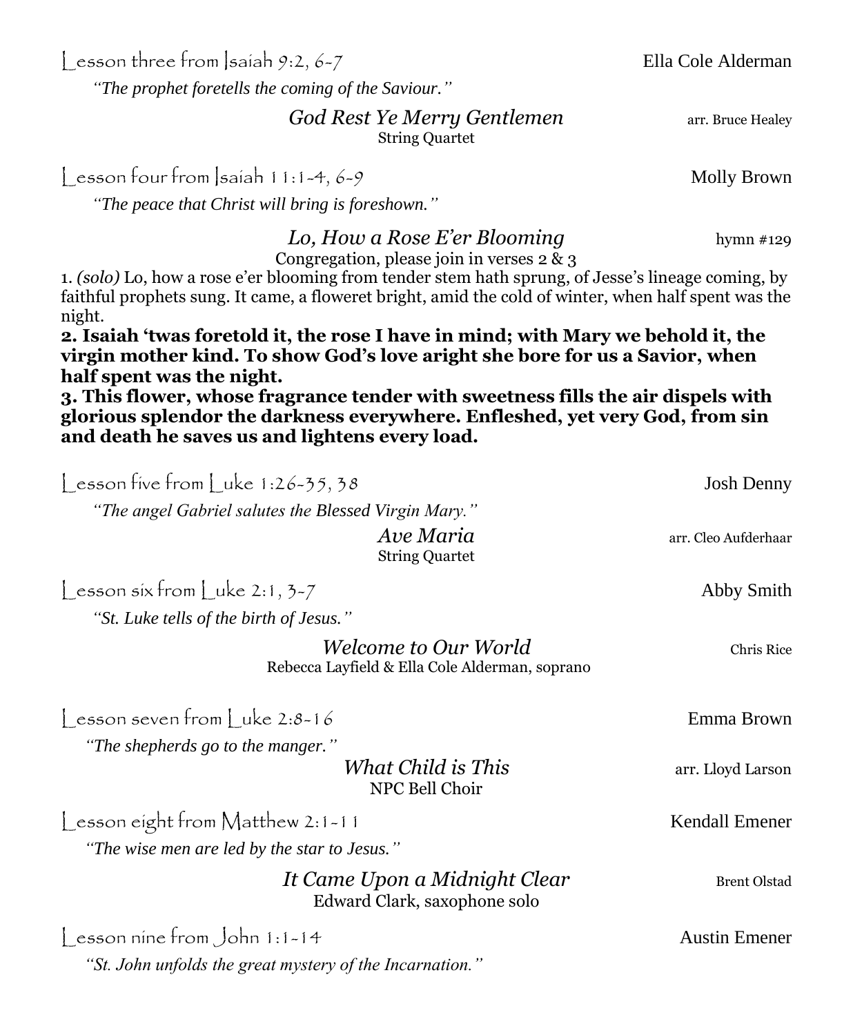Lesson three from Isaiah 9:2, 6-7 Ella Cole Alderman

*"The prophet foretells the coming of the Saviour."*

*God Rest Ye Merry Gentlemen* arr. Bruce Healey
String Quartet

Lesson four from Isaiah 11:1-4, 6-9 Molly Brown

*"The peace that Christ will bring is foreshown."*

*Lo, How a Rose E'er Blooming* hymn #129
Congregation, please join in verses 2 & 3

1. *(solo)* Lo, how a rose e'er blooming from tender stem hath sprung, of Jesse's lineage coming, by faithful prophets sung. It came, a floweret bright, amid the cold of winter, when half spent was the night.

**2. Isaiah 'twas foretold it, the rose I have in mind; with Mary we behold it, the virgin mother kind. To show God's love aright she bore for us a Savior, when half spent was the night.**

**3. This flower, whose fragrance tender with sweetness fills the air dispels with glorious splendor the darkness everywhere. Enfleshed, yet very God, from sin and death he saves us and lightens every load.**

Lesson five from Luke 1:26-35, 38 Josh Denny

*"The angel Gabriel salutes the Blessed Virgin Mary."*

*Ave Maria* arr. Cleo Aufderhaar
String Quartet

Lesson six from Luke 2:1, 3-7 Abby Smith

*"St. Luke tells of the birth of Jesus."*

*Welcome to Our World* Chris Rice
Rebecca Layfield & Ella Cole Alderman, soprano

Lesson seven from Luke 2:8-16 Emma Brown

*"The shepherds go to the manger."*

*What Child is This* arr. Lloyd Larson
NPC Bell Choir

Lesson eight from Matthew 2:1-11 Kendall Emener

*"The wise men are led by the star to Jesus."*

*It Came Upon a Midnight Clear* Brent Olstad
Edward Clark, saxophone solo

Lesson nine from John 1:1-14 Austin Emener

*"St. John unfolds the great mystery of the Incarnation."*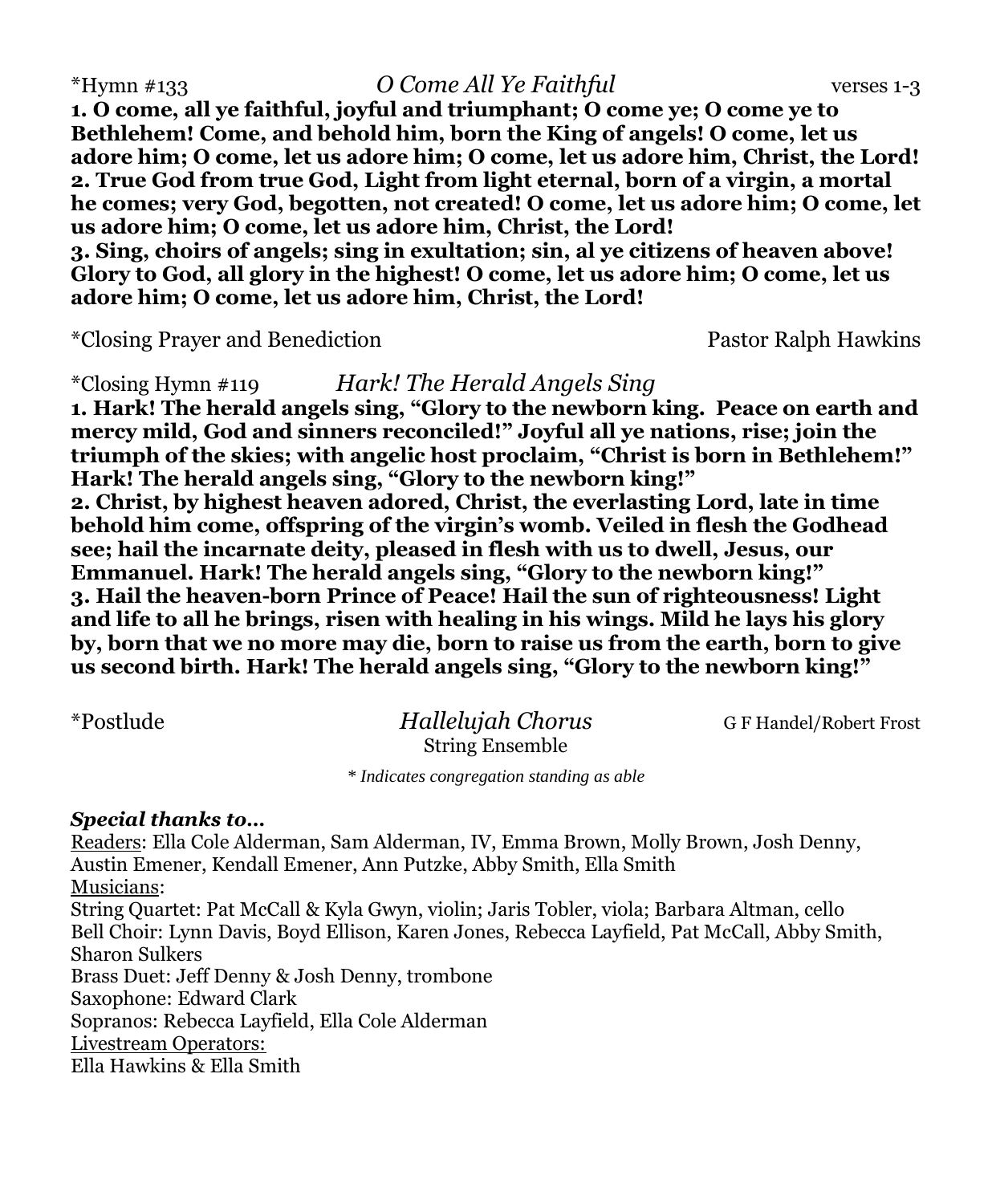*Hymn #133 *O Come All Ye Faithful* verses 1-3

**1. O come, all ye faithful, joyful and triumphant; O come ye; O come ye to Bethlehem! Come, and behold him, born the King of angels! O come, let us adore him; O come, let us adore him; O come, let us adore him, Christ, the Lord!**
**2. True God from true God, Light from light eternal, born of a virgin, a mortal he comes; very God, begotten, not created! O come, let us adore him; O come, let us adore him; O come, let us adore him, Christ, the Lord!**
**3. Sing, choirs of angels; sing in exultation; sin, al ye citizens of heaven above! Glory to God, all glory in the highest! O come, let us adore him; O come, let us adore him; O come, let us adore him, Christ, the Lord!**

*Closing Prayer and Benediction Pastor Ralph Hawkins

*Closing Hymn #119 *Hark! The Herald Angels Sing*

**1. Hark! The herald angels sing, "Glory to the newborn king. Peace on earth and mercy mild, God and sinners reconciled!" Joyful all ye nations, rise; join the triumph of the skies; with angelic host proclaim, "Christ is born in Bethlehem!" Hark! The herald angels sing, "Glory to the newborn king!"**
**2. Christ, by highest heaven adored, Christ, the everlasting Lord, late in time behold him come, offspring of the virgin's womb. Veiled in flesh the Godhead see; hail the incarnate deity, pleased in flesh with us to dwell, Jesus, our Emmanuel. Hark! The herald angels sing, "Glory to the newborn king!"**
**3. Hail the heaven-born Prince of Peace! Hail the sun of righteousness! Light and life to all he brings, risen with healing in his wings. Mild he lays his glory by, born that we no more may die, born to raise us from the earth, born to give us second birth. Hark! The herald angels sing, "Glory to the newborn king!"**

*Postlude *Hallelujah Chorus* G F Handel/Robert Frost
String Ensemble

*\* Indicates congregation standing as able*

***Special thanks to…***

Readers: Ella Cole Alderman, Sam Alderman, IV, Emma Brown, Molly Brown, Josh Denny, Austin Emener, Kendall Emener, Ann Putzke, Abby Smith, Ella Smith

Musicians:
String Quartet: Pat McCall & Kyla Gwyn, violin; Jaris Tobler, viola; Barbara Altman, cello
Bell Choir: Lynn Davis, Boyd Ellison, Karen Jones, Rebecca Layfield, Pat McCall, Abby Smith, Sharon Sulkers
Brass Duet: Jeff Denny & Josh Denny, trombone
Saxophone: Edward Clark
Sopranos: Rebecca Layfield, Ella Cole Alderman

Livestream Operators:
Ella Hawkins & Ella Smith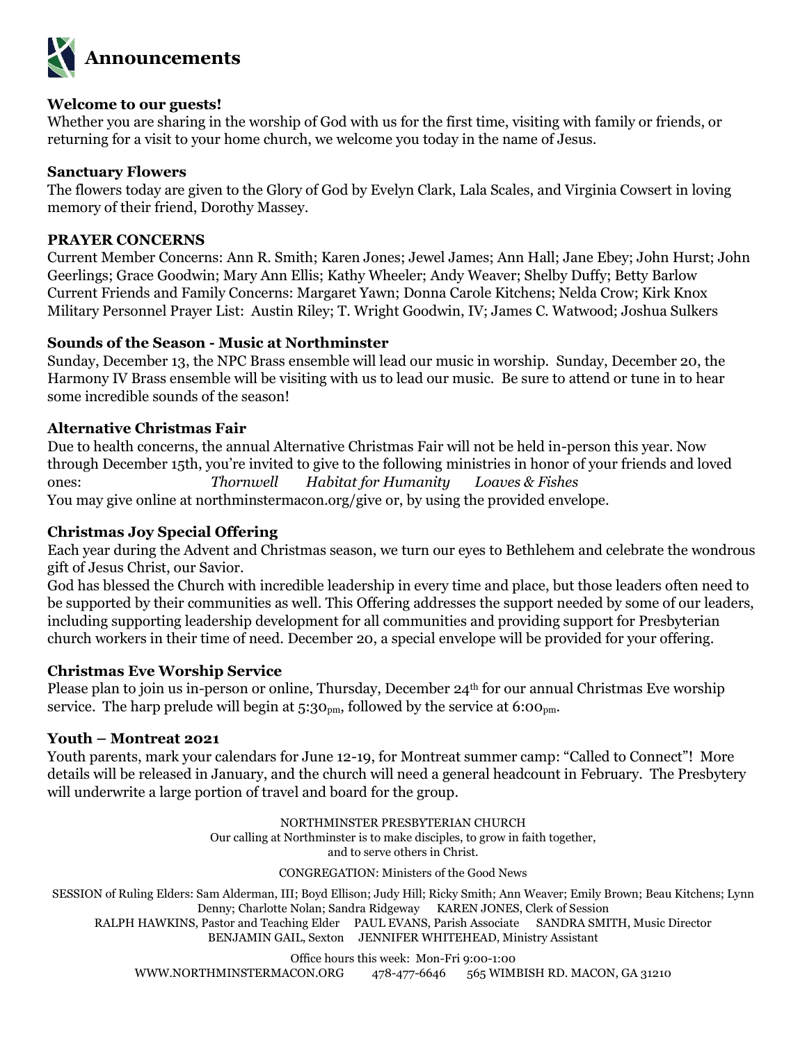# Announcements

**Welcome to our guests!**

Whether you are sharing in the worship of God with us for the first time, visiting with family or friends, or returning for a visit to your home church, we welcome you today in the name of Jesus.

**Sanctuary Flowers**

The flowers today are given to the Glory of God by Evelyn Clark, Lala Scales, and Virginia Cowsert in loving memory of their friend, Dorothy Massey.

**PRAYER CONCERNS**

Current Member Concerns: Ann R. Smith; Karen Jones; Jewel James; Ann Hall; Jane Ebey; John Hurst; John Geerlings; Grace Goodwin; Mary Ann Ellis; Kathy Wheeler; Andy Weaver; Shelby Duffy; Betty Barlow
Current Friends and Family Concerns: Margaret Yawn; Donna Carole Kitchens; Nelda Crow; Kirk Knox
Military Personnel Prayer List: Austin Riley; T. Wright Goodwin, IV; James C. Watwood; Joshua Sulkers

**Sounds of the Season - Music at Northminster**

Sunday, December 13, the NPC Brass ensemble will lead our music in worship. Sunday, December 20, the Harmony IV Brass ensemble will be visiting with us to lead our music. Be sure to attend or tune in to hear some incredible sounds of the season!

**Alternative Christmas Fair**

Due to health concerns, the annual Alternative Christmas Fair will not be held in-person this year. Now through December 15th, you're invited to give to the following ministries in honor of your friends and loved ones: *Thornwell* *Habitat for Humanity* *Loaves & Fishes*
You may give online at northminstermacon.org/give or, by using the provided envelope.

**Christmas Joy Special Offering**

Each year during the Advent and Christmas season, we turn our eyes to Bethlehem and celebrate the wondrous gift of Jesus Christ, our Savior.
God has blessed the Church with incredible leadership in every time and place, but those leaders often need to be supported by their communities as well. This Offering addresses the support needed by some of our leaders, including supporting leadership development for all communities and providing support for Presbyterian church workers in their time of need. December 20, a special envelope will be provided for your offering.

**Christmas Eve Worship Service**

Please plan to join us in-person or online, Thursday, December 24th for our annual Christmas Eve worship service. The harp prelude will begin at 5:30pm, followed by the service at 6:00pm.

**Youth – Montreat 2021**

Youth parents, mark your calendars for June 12-19, for Montreat summer camp: "Called to Connect"! More details will be released in January, and the church will need a general headcount in February. The Presbytery will underwrite a large portion of travel and board for the group.

NORTHMINSTER PRESBYTERIAN CHURCH
Our calling at Northminster is to make disciples, to grow in faith together, and to serve others in Christ.

CONGREGATION: Ministers of the Good News

SESSION of Ruling Elders: Sam Alderman, III; Boyd Ellison; Judy Hill; Ricky Smith; Ann Weaver; Emily Brown; Beau Kitchens; Lynn Denny; Charlotte Nolan; Sandra Ridgeway KAREN JONES, Clerk of Session
RALPH HAWKINS, Pastor and Teaching Elder PAUL EVANS, Parish Associate SANDRA SMITH, Music Director
BENJAMIN GAIL, Sexton JENNIFER WHITEHEAD, Ministry Assistant

Office hours this week: Mon-Fri 9:00-1:00
WWW.NORTHMINSTERMACON.ORG 478-477-6646 565 WIMBISH RD. MACON, GA 31210